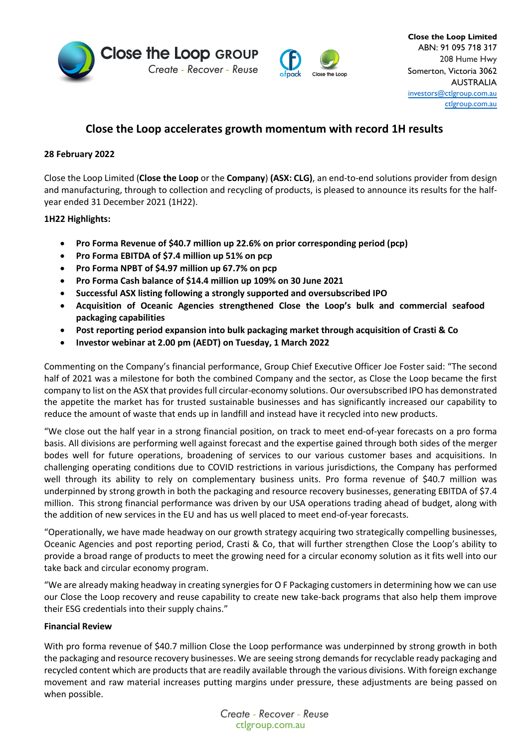**Close the Loop Limited**
ABN: 91 095 718 317
208 Hume Hwy
Somerton, Victoria 3062
AUSTRALIA
investors@ctlgroup.com.au
ctlgroup.com.au

# Close the Loop accelerates growth momentum with record 1H results

**28 February 2022**

Close the Loop Limited (**Close the Loop** or the **Company**) **(ASX: CLG)**, an end-to-end solutions provider from design and manufacturing, through to collection and recycling of products, is pleased to announce its results for the half-year ended 31 December 2021 (1H22).

**1H22 Highlights:**

- **Pro Forma Revenue of $40.7 million up 22.6% on prior corresponding period (pcp)**
- **Pro Forma EBITDA of $7.4 million up 51% on pcp**
- **Pro Forma NPBT of $4.97 million up 67.7% on pcp**
- **Pro Forma Cash balance of $14.4 million up 109% on 30 June 2021**
- **Successful ASX listing following a strongly supported and oversubscribed IPO**
- **Acquisition of Oceanic Agencies strengthened Close the Loop's bulk and commercial seafood packaging capabilities**
- **Post reporting period expansion into bulk packaging market through acquisition of Crasti & Co**
- **Investor webinar at 2.00 pm (AEDT) on Tuesday, 1 March 2022**

Commenting on the Company's financial performance, Group Chief Executive Officer Joe Foster said: "The second half of 2021 was a milestone for both the combined Company and the sector, as Close the Loop became the first company to list on the ASX that provides full circular-economy solutions. Our oversubscribed IPO has demonstrated the appetite the market has for trusted sustainable businesses and has significantly increased our capability to reduce the amount of waste that ends up in landfill and instead have it recycled into new products.

"We close out the half year in a strong financial position, on track to meet end-of-year forecasts on a pro forma basis. All divisions are performing well against forecast and the expertise gained through both sides of the merger bodes well for future operations, broadening of services to our various customer bases and acquisitions. In challenging operating conditions due to COVID restrictions in various jurisdictions, the Company has performed well through its ability to rely on complementary business units. Pro forma revenue of $40.7 million was underpinned by strong growth in both the packaging and resource recovery businesses, generating EBITDA of $7.4 million. This strong financial performance was driven by our USA operations trading ahead of budget, along with the addition of new services in the EU and has us well placed to meet end-of-year forecasts.

"Operationally, we have made headway on our growth strategy acquiring two strategically compelling businesses, Oceanic Agencies and post reporting period, Crasti & Co, that will further strengthen Close the Loop's ability to provide a broad range of products to meet the growing need for a circular economy solution as it fits well into our take back and circular economy program.

"We are already making headway in creating synergies for O F Packaging customers in determining how we can use our Close the Loop recovery and reuse capability to create new take-back programs that also help them improve their ESG credentials into their supply chains."

**Financial Review**

With pro forma revenue of $40.7 million Close the Loop performance was underpinned by strong growth in both the packaging and resource recovery businesses. We are seeing strong demands for recyclable ready packaging and recycled content which are products that are readily available through the various divisions. With foreign exchange movement and raw material increases putting margins under pressure, these adjustments are being passed on when possible.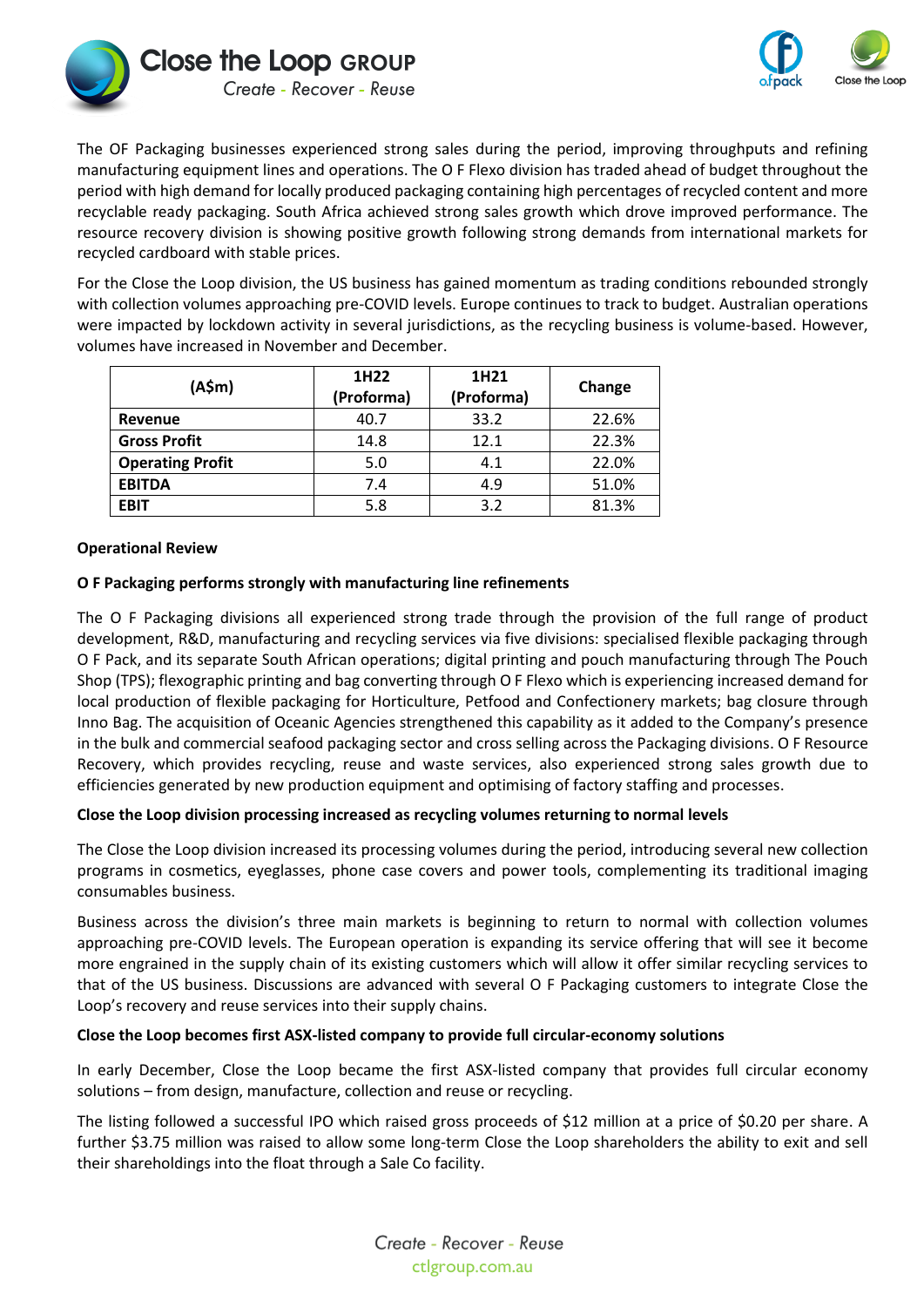The OF Packaging businesses experienced strong sales during the period, improving throughputs and refining manufacturing equipment lines and operations. The O F Flexo division has traded ahead of budget throughout the period with high demand for locally produced packaging containing high percentages of recycled content and more recyclable ready packaging. South Africa achieved strong sales growth which drove improved performance. The resource recovery division is showing positive growth following strong demands from international markets for recycled cardboard with stable prices.

For the Close the Loop division, the US business has gained momentum as trading conditions rebounded strongly with collection volumes approaching pre-COVID levels. Europe continues to track to budget. Australian operations were impacted by lockdown activity in several jurisdictions, as the recycling business is volume-based. However, volumes have increased in November and December.

| (A$m) | 1H22 (Proforma) | 1H21 (Proforma) | Change |
|---|---|---|---|
| **Revenue** | 40.7 | 33.2 | 22.6% |
| **Gross Profit** | 14.8 | 12.1 | 22.3% |
| **Operating Profit** | 5.0 | 4.1 | 22.0% |
| **EBITDA** | 7.4 | 4.9 | 51.0% |
| **EBIT** | 5.8 | 3.2 | 81.3% |

**Operational Review**

**O F Packaging performs strongly with manufacturing line refinements**

The O F Packaging divisions all experienced strong trade through the provision of the full range of product development, R&D, manufacturing and recycling services via five divisions: specialised flexible packaging through O F Pack, and its separate South African operations; digital printing and pouch manufacturing through The Pouch Shop (TPS); flexographic printing and bag converting through O F Flexo which is experiencing increased demand for local production of flexible packaging for Horticulture, Petfood and Confectionery markets; bag closure through Inno Bag. The acquisition of Oceanic Agencies strengthened this capability as it added to the Company's presence in the bulk and commercial seafood packaging sector and cross selling across the Packaging divisions. O F Resource Recovery, which provides recycling, reuse and waste services, also experienced strong sales growth due to efficiencies generated by new production equipment and optimising of factory staffing and processes.

**Close the Loop division processing increased as recycling volumes returning to normal levels**

The Close the Loop division increased its processing volumes during the period, introducing several new collection programs in cosmetics, eyeglasses, phone case covers and power tools, complementing its traditional imaging consumables business.

Business across the division's three main markets is beginning to return to normal with collection volumes approaching pre-COVID levels. The European operation is expanding its service offering that will see it become more engrained in the supply chain of its existing customers which will allow it offer similar recycling services to that of the US business. Discussions are advanced with several O F Packaging customers to integrate Close the Loop's recovery and reuse services into their supply chains.

**Close the Loop becomes first ASX-listed company to provide full circular-economy solutions**

In early December, Close the Loop became the first ASX-listed company that provides full circular economy solutions – from design, manufacture, collection and reuse or recycling.

The listing followed a successful IPO which raised gross proceeds of $12 million at a price of $0.20 per share. A further $3.75 million was raised to allow some long-term Close the Loop shareholders the ability to exit and sell their shareholdings into the float through a Sale Co facility.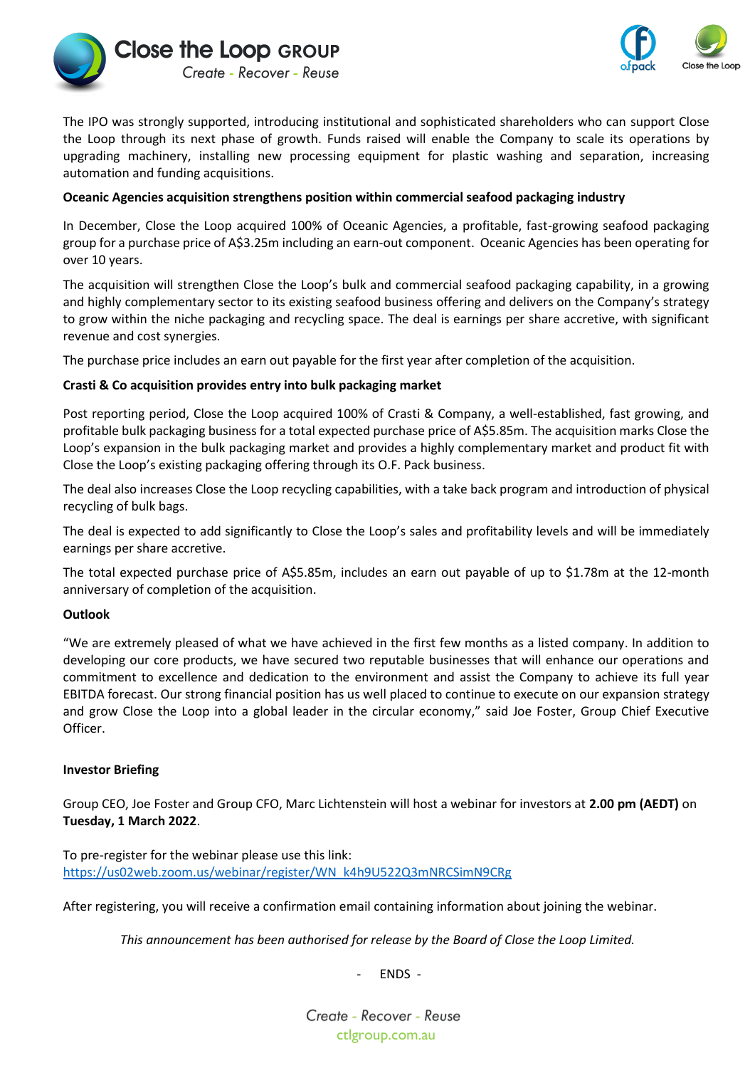The IPO was strongly supported, introducing institutional and sophisticated shareholders who can support Close the Loop through its next phase of growth. Funds raised will enable the Company to scale its operations by upgrading machinery, installing new processing equipment for plastic washing and separation, increasing automation and funding acquisitions.

**Oceanic Agencies acquisition strengthens position within commercial seafood packaging industry**

In December, Close the Loop acquired 100% of Oceanic Agencies, a profitable, fast-growing seafood packaging group for a purchase price of A$3.25m including an earn-out component. Oceanic Agencies has been operating for over 10 years.

The acquisition will strengthen Close the Loop's bulk and commercial seafood packaging capability, in a growing and highly complementary sector to its existing seafood business offering and delivers on the Company's strategy to grow within the niche packaging and recycling space. The deal is earnings per share accretive, with significant revenue and cost synergies.

The purchase price includes an earn out payable for the first year after completion of the acquisition.

**Crasti & Co acquisition provides entry into bulk packaging market**

Post reporting period, Close the Loop acquired 100% of Crasti & Company, a well-established, fast growing, and profitable bulk packaging business for a total expected purchase price of A$5.85m. The acquisition marks Close the Loop's expansion in the bulk packaging market and provides a highly complementary market and product fit with Close the Loop's existing packaging offering through its O.F. Pack business.

The deal also increases Close the Loop recycling capabilities, with a take back program and introduction of physical recycling of bulk bags.

The deal is expected to add significantly to Close the Loop's sales and profitability levels and will be immediately earnings per share accretive.

The total expected purchase price of A$5.85m, includes an earn out payable of up to $1.78m at the 12-month anniversary of completion of the acquisition.

**Outlook**

"We are extremely pleased of what we have achieved in the first few months as a listed company. In addition to developing our core products, we have secured two reputable businesses that will enhance our operations and commitment to excellence and dedication to the environment and assist the Company to achieve its full year EBITDA forecast. Our strong financial position has us well placed to continue to execute on our expansion strategy and grow Close the Loop into a global leader in the circular economy," said Joe Foster, Group Chief Executive Officer.

**Investor Briefing**

Group CEO, Joe Foster and Group CFO, Marc Lichtenstein will host a webinar for investors at **2.00 pm (AEDT)** on **Tuesday, 1 March 2022**.

To pre-register for the webinar please use this link:
https://us02web.zoom.us/webinar/register/WN_k4h9U522Q3mNRCSimN9CRg

After registering, you will receive a confirmation email containing information about joining the webinar.

*This announcement has been authorised for release by the Board of Close the Loop Limited.*

- ENDS -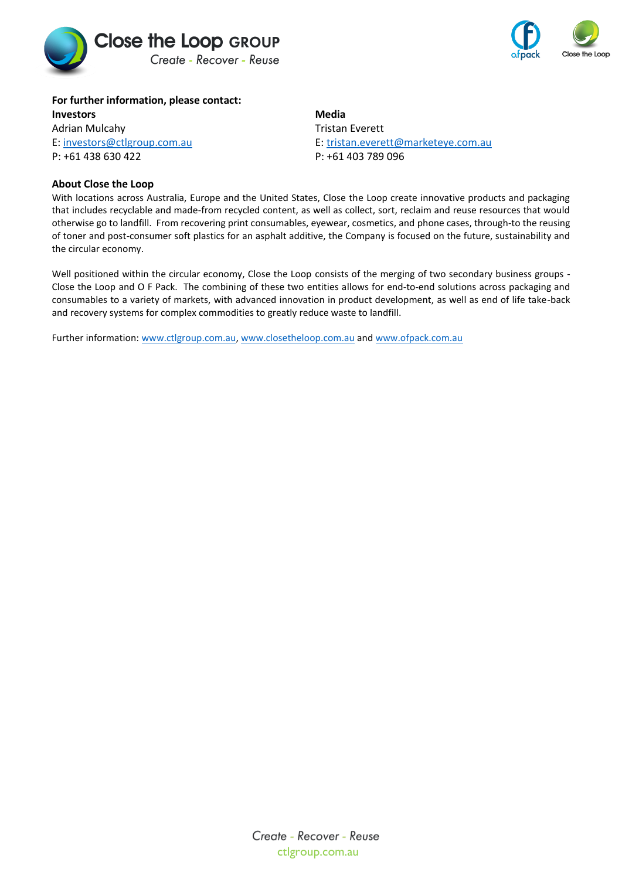**For further information, please contact:**

**Investors**
Adrian Mulcahy
E: investors@ctlgroup.com.au
P: +61 438 630 422

**Media**
Tristan Everett
E: tristan.everett@marketeye.com.au
P: +61 403 789 096

**About Close the Loop**

With locations across Australia, Europe and the United States, Close the Loop create innovative products and packaging that includes recyclable and made-from recycled content, as well as collect, sort, reclaim and reuse resources that would otherwise go to landfill. From recovering print consumables, eyewear, cosmetics, and phone cases, through-to the reusing of toner and post-consumer soft plastics for an asphalt additive, the Company is focused on the future, sustainability and the circular economy.

Well positioned within the circular economy, Close the Loop consists of the merging of two secondary business groups - Close the Loop and O F Pack. The combining of these two entities allows for end-to-end solutions across packaging and consumables to a variety of markets, with advanced innovation in product development, as well as end of life take-back and recovery systems for complex commodities to greatly reduce waste to landfill.

Further information: www.ctlgroup.com.au, www.closetheloop.com.au and www.ofpack.com.au